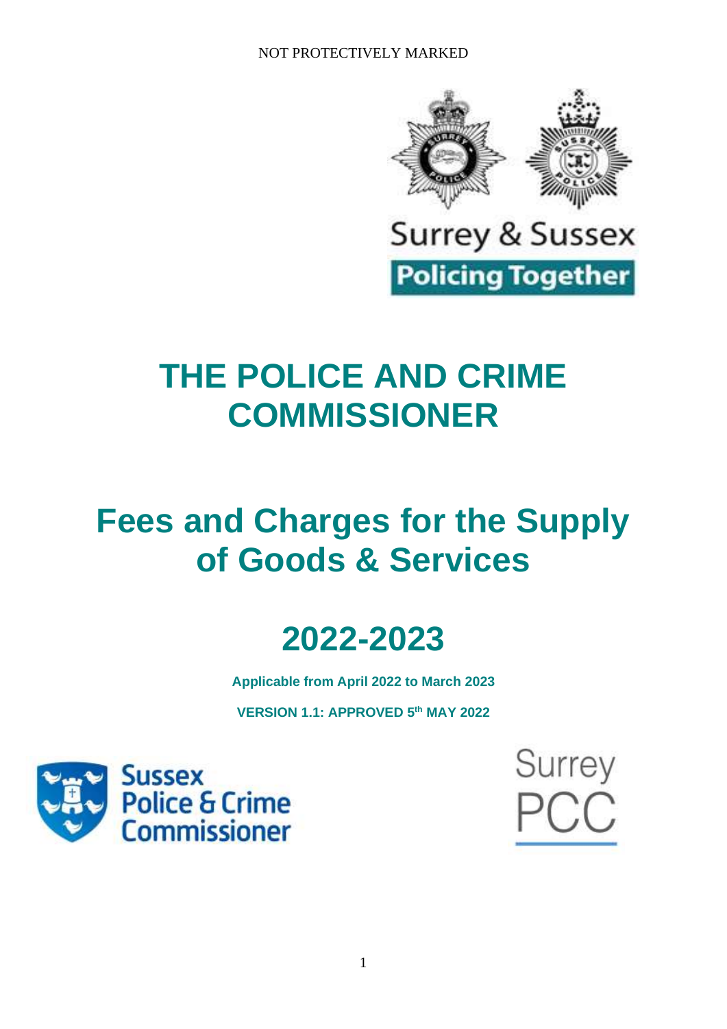NOT PROTECTIVELY MARKED

Surrey & Sussex

Policing Together

# THE POLICE AND CRIME COMMISSIONER

# Fees and Charges for the Supply of Goods & Services

# 2022-2023

**Applicable from April 2022 to March 2023**

**VERSION 1.1: APPROVED 5th MAY 2022**

Sussex Police & Crime Commissioner

Surrey PCC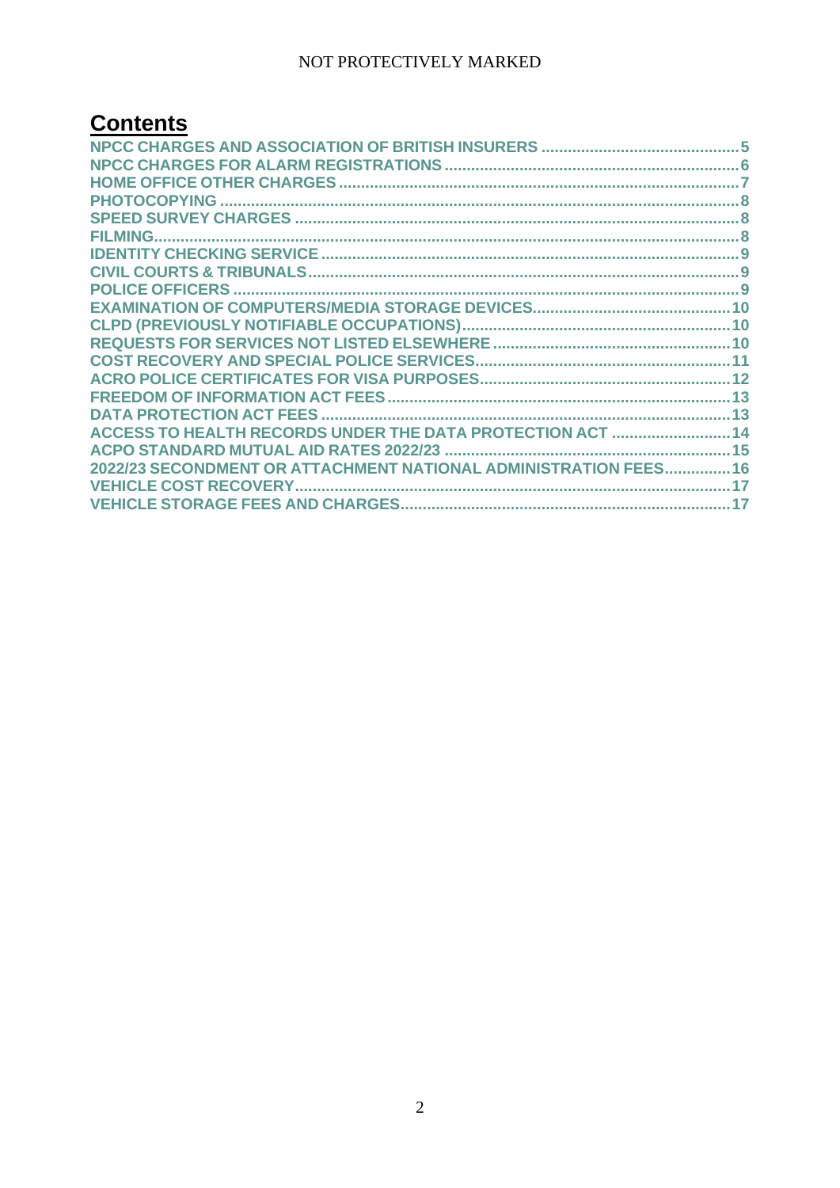# Contents

NPCC CHARGES AND ASSOCIATION OF BRITISH INSURERS ............................................ 5
NPCC CHARGES FOR ALARM REGISTRATIONS .................................................................. 6
HOME OFFICE OTHER CHARGES ........................................................................................... 7
PHOTOCOPYING ...................................................................................................................... 8
SPEED SURVEY CHARGES ...................................................................................................... 8
FILMING...................................................................................................................................... 8
IDENTITY CHECKING SERVICE .............................................................................................. 9
CIVIL COURTS & TRIBUNALS................................................................................................. 9
POLICE OFFICERS .................................................................................................................. 9
EXAMINATION OF COMPUTERS/MEDIA STORAGE DEVICES............................................ 10
CLPD (PREVIOUSLY NOTIFIABLE OCCUPATIONS)............................................................ 10
REQUESTS FOR SERVICES NOT LISTED ELSEWHERE ..................................................... 10
COST RECOVERY AND SPECIAL POLICE SERVICES......................................................... 11
ACRO POLICE CERTIFICATES FOR VISA PURPOSES........................................................ 12
FREEDOM OF INFORMATION ACT FEES ............................................................................ 13
DATA PROTECTION ACT FEES ............................................................................................ 13
ACCESS TO HEALTH RECORDS UNDER THE DATA PROTECTION ACT .......................... 14
ACPO STANDARD MUTUAL AID RATES 2022/23 ................................................................ 15
2022/23 SECONDMENT OR ATTACHMENT NATIONAL ADMINISTRATION FEES............... 16
VEHICLE COST RECOVERY.................................................................................................. 17
VEHICLE STORAGE FEES AND CHARGES.......................................................................... 17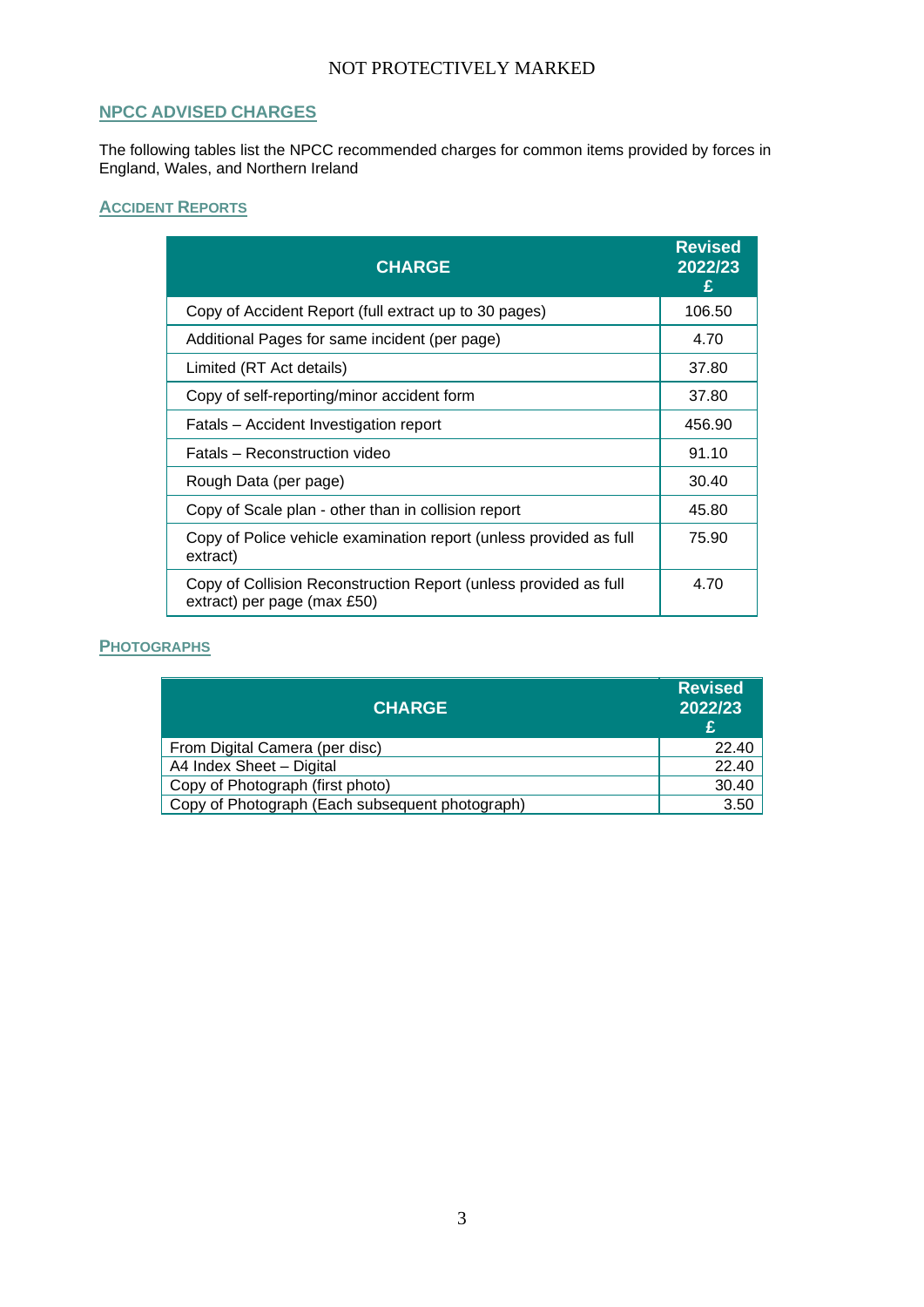## NPCC ADVISED CHARGES

The following tables list the NPCC recommended charges for common items provided by forces in England, Wales, and Northern Ireland

### ACCIDENT REPORTS

| CHARGE | Revised 2022/23 £ |
|---|---|
| Copy of Accident Report (full extract up to 30 pages) | 106.50 |
| Additional Pages for same incident (per page) | 4.70 |
| Limited (RT Act details) | 37.80 |
| Copy of self-reporting/minor accident form | 37.80 |
| Fatals – Accident Investigation report | 456.90 |
| Fatals – Reconstruction video | 91.10 |
| Rough Data (per page) | 30.40 |
| Copy of Scale plan - other than in collision report | 45.80 |
| Copy of Police vehicle examination report (unless provided as full extract) | 75.90 |
| Copy of Collision Reconstruction Report (unless provided as full extract) per page (max £50) | 4.70 |

### PHOTOGRAPHS

| CHARGE | Revised 2022/23 £ |
|---|---|
| From Digital Camera (per disc) | 22.40 |
| A4 Index Sheet – Digital | 22.40 |
| Copy of Photograph (first photo) | 30.40 |
| Copy of Photograph (Each subsequent photograph) | 3.50 |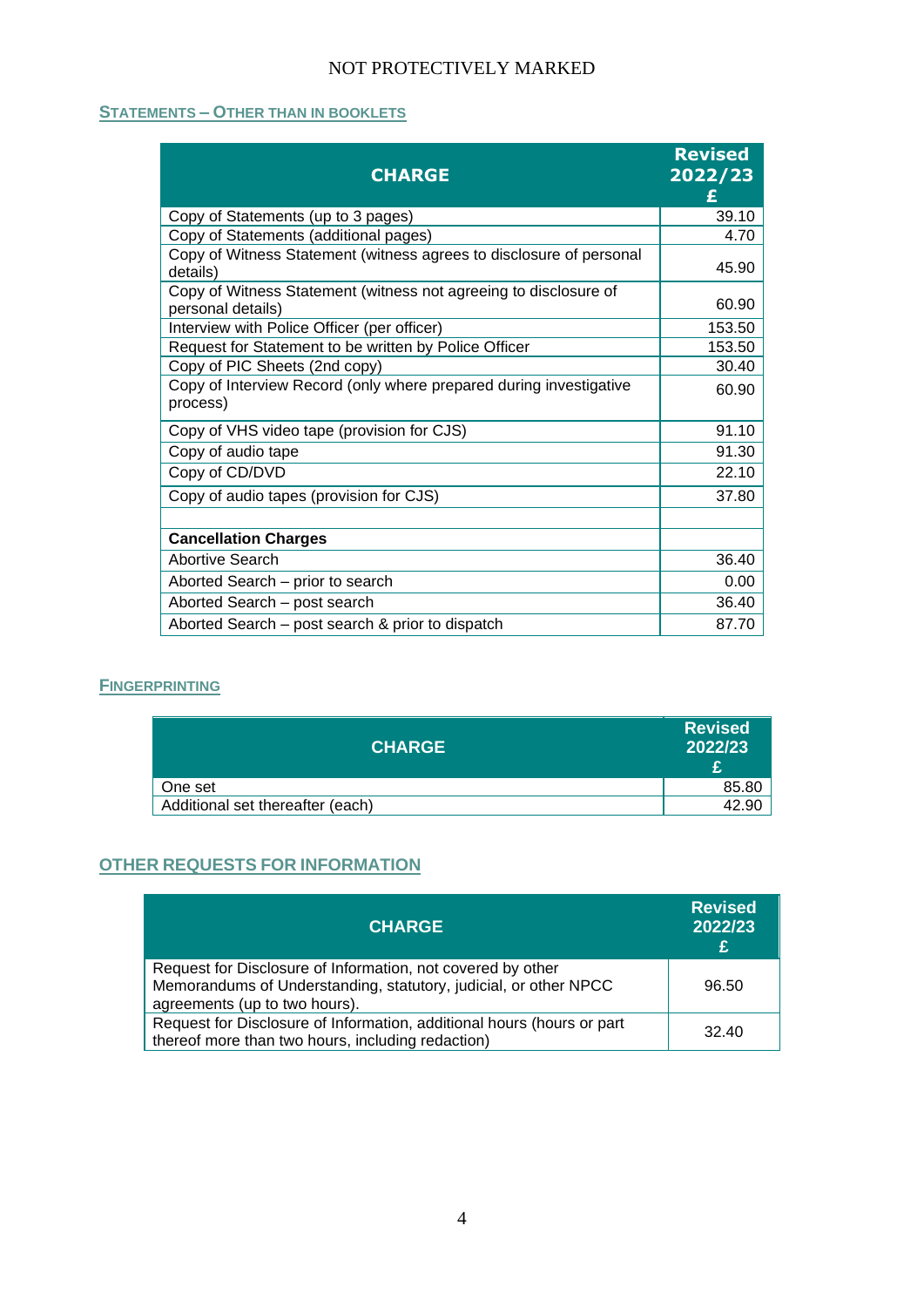## STATEMENTS – OTHER THAN IN BOOKLETS

| CHARGE | Revised 2022/23 £ |
|---|---|
| Copy of Statements (up to 3 pages) | 39.10 |
| Copy of Statements (additional pages) | 4.70 |
| Copy of Witness Statement (witness agrees to disclosure of personal details) | 45.90 |
| Copy of Witness Statement (witness not agreeing to disclosure of personal details) | 60.90 |
| Interview with Police Officer (per officer) | 153.50 |
| Request for Statement to be written by Police Officer | 153.50 |
| Copy of PIC Sheets (2nd copy) | 30.40 |
| Copy of Interview Record (only where prepared during investigative process) | 60.90 |
| Copy of VHS video tape (provision for CJS) | 91.10 |
| Copy of audio tape | 91.30 |
| Copy of CD/DVD | 22.10 |
| Copy of audio tapes (provision for CJS) | 37.80 |
| | |
| **Cancellation Charges** | |
| Abortive Search | 36.40 |
| Aborted Search – prior to search | 0.00 |
| Aborted Search – post search | 36.40 |
| Aborted Search – post search & prior to dispatch | 87.70 |

## FINGERPRINTING

| CHARGE | Revised 2022/23 £ |
|---|---|
| One set | 85.80 |
| Additional set thereafter (each) | 42.90 |

## OTHER REQUESTS FOR INFORMATION

| CHARGE | Revised 2022/23 £ |
|---|---|
| Request for Disclosure of Information, not covered by other Memorandums of Understanding, statutory, judicial, or other NPCC agreements (up to two hours). | 96.50 |
| Request for Disclosure of Information, additional hours (hours or part thereof more than two hours, including redaction) | 32.40 |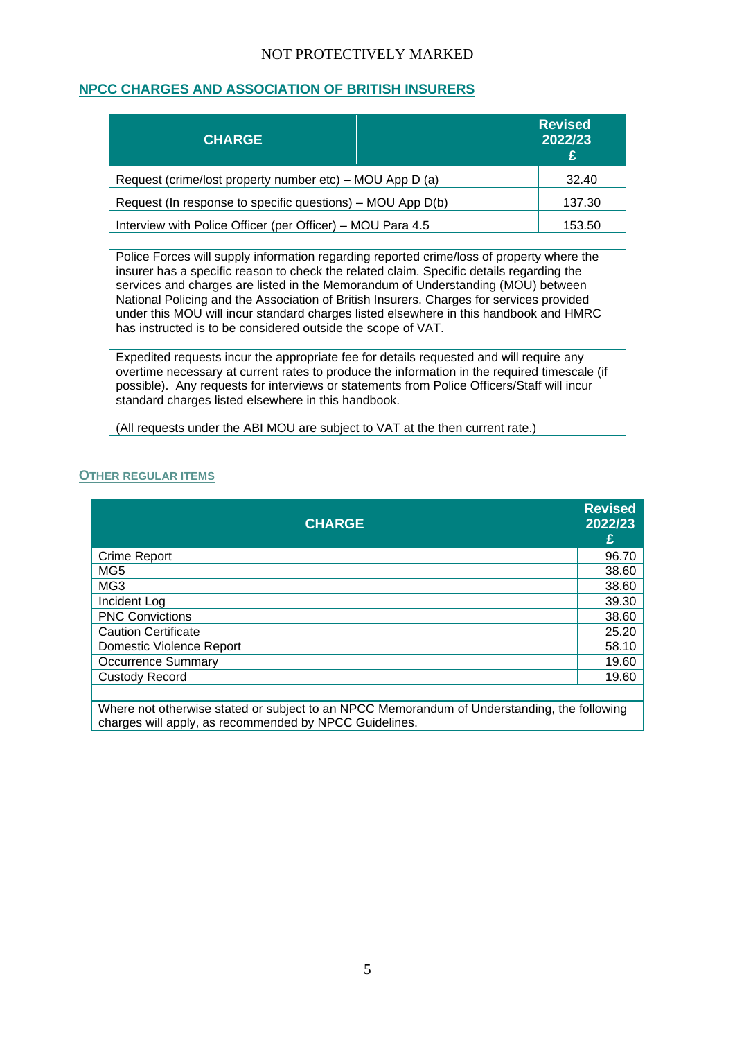## NPCC CHARGES AND ASSOCIATION OF BRITISH INSURERS

| CHARGE | Revised 2022/23 £ |
|---|---|
| Request (crime/lost property number etc) – MOU App D (a) | 32.40 |
| Request (In response to specific questions) – MOU App D(b) | 137.30 |
| Interview with Police Officer (per Officer) – MOU Para 4.5 | 153.50 |

Police Forces will supply information regarding reported crime/loss of property where the insurer has a specific reason to check the related claim. Specific details regarding the services and charges are listed in the Memorandum of Understanding (MOU) between National Policing and the Association of British Insurers. Charges for services provided under this MOU will incur standard charges listed elsewhere in this handbook and HMRC has instructed is to be considered outside the scope of VAT.

Expedited requests incur the appropriate fee for details requested and will require any overtime necessary at current rates to produce the information in the required timescale (if possible). Any requests for interviews or statements from Police Officers/Staff will incur standard charges listed elsewhere in this handbook.

(All requests under the ABI MOU are subject to VAT at the then current rate.)

### OTHER REGULAR ITEMS

| CHARGE | Revised 2022/23 £ |
|---|---|
| Crime Report | 96.70 |
| MG5 | 38.60 |
| MG3 | 38.60 |
| Incident Log | 39.30 |
| PNC Convictions | 38.60 |
| Caution Certificate | 25.20 |
| Domestic Violence Report | 58.10 |
| Occurrence Summary | 19.60 |
| Custody Record | 19.60 |

Where not otherwise stated or subject to an NPCC Memorandum of Understanding, the following charges will apply, as recommended by NPCC Guidelines.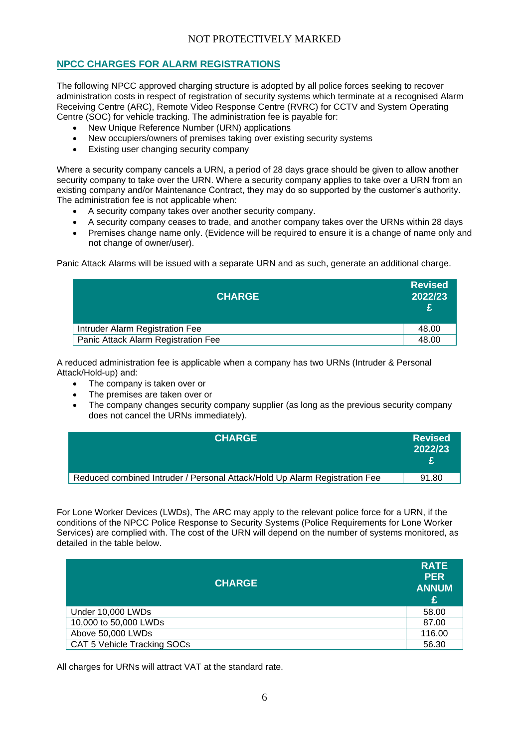## NPCC CHARGES FOR ALARM REGISTRATIONS

The following NPCC approved charging structure is adopted by all police forces seeking to recover administration costs in respect of registration of security systems which terminate at a recognised Alarm Receiving Centre (ARC), Remote Video Response Centre (RVRC) for CCTV and System Operating Centre (SOC) for vehicle tracking. The administration fee is payable for:

- New Unique Reference Number (URN) applications
- New occupiers/owners of premises taking over existing security systems
- Existing user changing security company

Where a security company cancels a URN, a period of 28 days grace should be given to allow another security company to take over the URN. Where a security company applies to take over a URN from an existing company and/or Maintenance Contract, they may do so supported by the customer's authority. The administration fee is not applicable when:

- A security company takes over another security company.
- A security company ceases to trade, and another company takes over the URNs within 28 days
- Premises change name only. (Evidence will be required to ensure it is a change of name only and not change of owner/user).

Panic Attack Alarms will be issued with a separate URN and as such, generate an additional charge.

| CHARGE | Revised 2022/23 £ |
|---|---|
| Intruder Alarm Registration Fee | 48.00 |
| Panic Attack Alarm Registration Fee | 48.00 |

A reduced administration fee is applicable when a company has two URNs (Intruder & Personal Attack/Hold-up) and:

- The company is taken over or
- The premises are taken over or
- The company changes security company supplier (as long as the previous security company does not cancel the URNs immediately).

| CHARGE | Revised 2022/23 £ |
|---|---|
| Reduced combined Intruder / Personal Attack/Hold Up Alarm Registration Fee | 91.80 |

For Lone Worker Devices (LWDs), The ARC may apply to the relevant police force for a URN, if the conditions of the NPCC Police Response to Security Systems (Police Requirements for Lone Worker Services) are complied with. The cost of the URN will depend on the number of systems monitored, as detailed in the table below.

| CHARGE | RATE PER ANNUM £ |
|---|---|
| Under 10,000 LWDs | 58.00 |
| 10,000 to 50,000 LWDs | 87.00 |
| Above 50,000 LWDs | 116.00 |
| CAT 5 Vehicle Tracking SOCs | 56.30 |

All charges for URNs will attract VAT at the standard rate.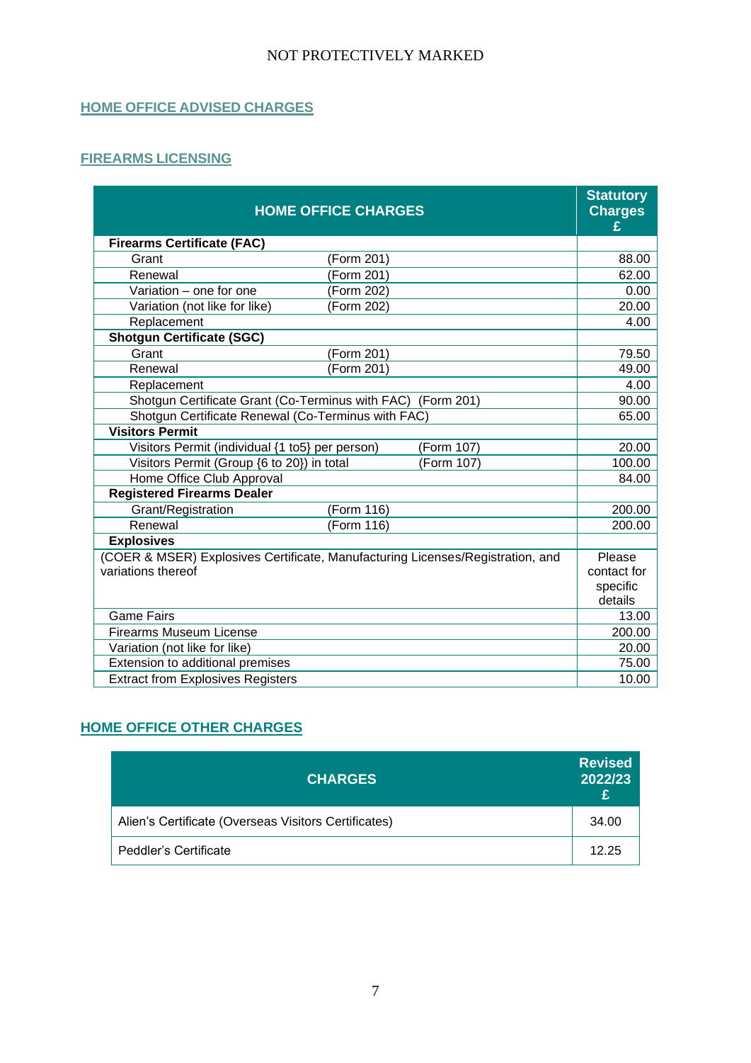## HOME OFFICE ADVISED CHARGES

## FIREARMS LICENSING

| HOME OFFICE CHARGES | | Statutory Charges £ |
|---|---|---|
| **Firearms Certificate (FAC)** | | |
| Grant | (Form 201) | 88.00 |
| Renewal | (Form 201) | 62.00 |
| Variation – one for one | (Form 202) | 0.00 |
| Variation (not like for like) | (Form 202) | 20.00 |
| Replacement | | 4.00 |
| **Shotgun Certificate (SGC)** | | |
| Grant | (Form 201) | 79.50 |
| Renewal | (Form 201) | 49.00 |
| Replacement | | 4.00 |
| Shotgun Certificate Grant (Co-Terminus with FAC) (Form 201) | | 90.00 |
| Shotgun Certificate Renewal (Co-Terminus with FAC) | | 65.00 |
| **Visitors Permit** | | |
| Visitors Permit (individual {1 to5} per person) | (Form 107) | 20.00 |
| Visitors Permit (Group {6 to 20}) in total | (Form 107) | 100.00 |
| Home Office Club Approval | | 84.00 |
| **Registered Firearms Dealer** | | |
| Grant/Registration | (Form 116) | 200.00 |
| Renewal | (Form 116) | 200.00 |
| **Explosives** | | |
| (COER & MSER) Explosives Certificate, Manufacturing Licenses/Registration, and variations thereof | | Please contact for specific details |
| Game Fairs | | 13.00 |
| Firearms Museum License | | 200.00 |
| Variation (not like for like) | | 20.00 |
| Extension to additional premises | | 75.00 |
| Extract from Explosives Registers | | 10.00 |

## HOME OFFICE OTHER CHARGES

| CHARGES | Revised 2022/23 £ |
|---|---|
| Alien's Certificate (Overseas Visitors Certificates) | 34.00 |
| Peddler's Certificate | 12.25 |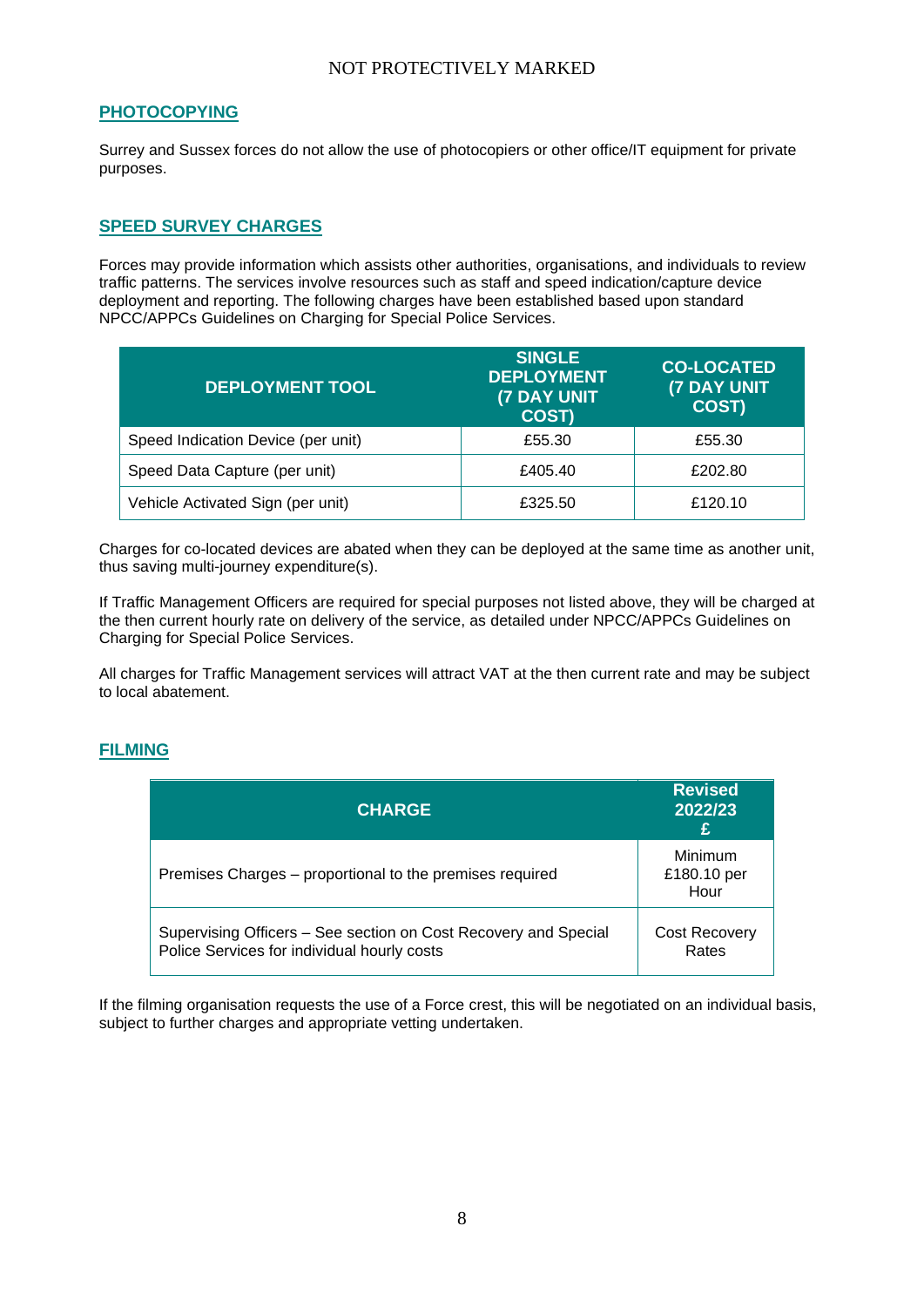## PHOTOCOPYING

Surrey and Sussex forces do not allow the use of photocopiers or other office/IT equipment for private purposes.

## SPEED SURVEY CHARGES

Forces may provide information which assists other authorities, organisations, and individuals to review traffic patterns. The services involve resources such as staff and speed indication/capture device deployment and reporting. The following charges have been established based upon standard NPCC/APPCs Guidelines on Charging for Special Police Services.

| DEPLOYMENT TOOL | SINGLE DEPLOYMENT (7 DAY UNIT COST) | CO-LOCATED (7 DAY UNIT COST) |
|---|---|---|
| Speed Indication Device (per unit) | £55.30 | £55.30 |
| Speed Data Capture (per unit) | £405.40 | £202.80 |
| Vehicle Activated Sign (per unit) | £325.50 | £120.10 |

Charges for co-located devices are abated when they can be deployed at the same time as another unit, thus saving multi-journey expenditure(s).

If Traffic Management Officers are required for special purposes not listed above, they will be charged at the then current hourly rate on delivery of the service, as detailed under NPCC/APPCs Guidelines on Charging for Special Police Services.

All charges for Traffic Management services will attract VAT at the then current rate and may be subject to local abatement.

## FILMING

| CHARGE | Revised 2022/23 £ |
|---|---|
| Premises Charges – proportional to the premises required | Minimum £180.10 per Hour |
| Supervising Officers – See section on Cost Recovery and Special Police Services for individual hourly costs | Cost Recovery Rates |

If the filming organisation requests the use of a Force crest, this will be negotiated on an individual basis, subject to further charges and appropriate vetting undertaken.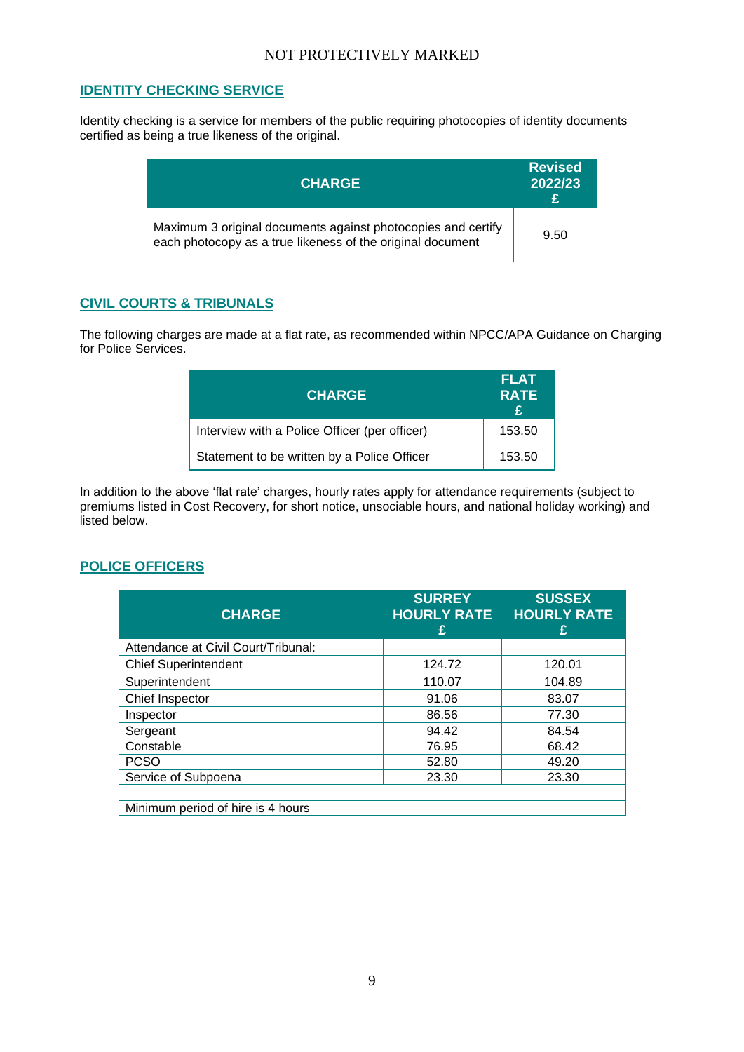## IDENTITY CHECKING SERVICE

Identity checking is a service for members of the public requiring photocopies of identity documents certified as being a true likeness of the original.

| CHARGE | Revised 2022/23 £ |
|---|---|
| Maximum 3 original documents against photocopies and certify each photocopy as a true likeness of the original document | 9.50 |

## CIVIL COURTS & TRIBUNALS

The following charges are made at a flat rate, as recommended within NPCC/APA Guidance on Charging for Police Services.

| CHARGE | FLAT RATE £ |
|---|---|
| Interview with a Police Officer (per officer) | 153.50 |
| Statement to be written by a Police Officer | 153.50 |

In addition to the above 'flat rate' charges, hourly rates apply for attendance requirements (subject to premiums listed in Cost Recovery, for short notice, unsociable hours, and national holiday working) and listed below.

## POLICE OFFICERS

| CHARGE | SURREY HOURLY RATE £ | SUSSEX HOURLY RATE £ |
|---|---|---|
| Attendance at Civil Court/Tribunal: | | |
| Chief Superintendent | 124.72 | 120.01 |
| Superintendent | 110.07 | 104.89 |
| Chief Inspector | 91.06 | 83.07 |
| Inspector | 86.56 | 77.30 |
| Sergeant | 94.42 | 84.54 |
| Constable | 76.95 | 68.42 |
| PCSO | 52.80 | 49.20 |
| Service of Subpoena | 23.30 | 23.30 |
| | | |
| Minimum period of hire is 4 hours | | |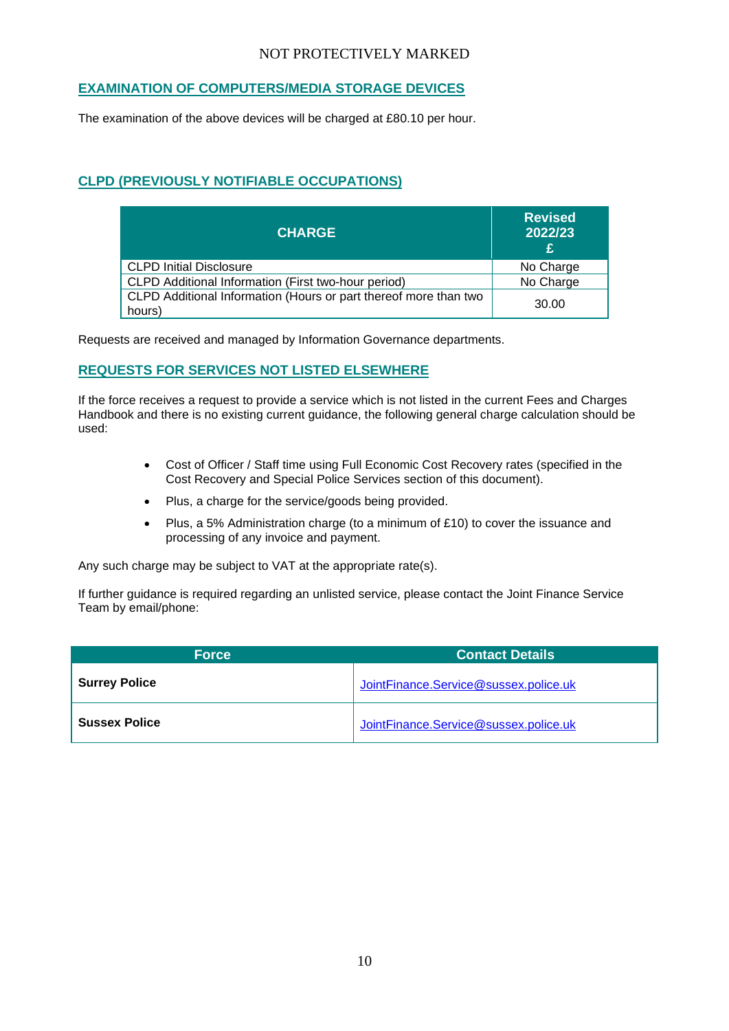## EXAMINATION OF COMPUTERS/MEDIA STORAGE DEVICES

The examination of the above devices will be charged at £80.10 per hour.

## CLPD (PREVIOUSLY NOTIFIABLE OCCUPATIONS)

| CHARGE | Revised 2022/23 £ |
|---|---|
| CLPD Initial Disclosure | No Charge |
| CLPD Additional Information (First two-hour period) | No Charge |
| CLPD Additional Information (Hours or part thereof more than two hours) | 30.00 |

Requests are received and managed by Information Governance departments.

## REQUESTS FOR SERVICES NOT LISTED ELSEWHERE

If the force receives a request to provide a service which is not listed in the current Fees and Charges Handbook and there is no existing current guidance, the following general charge calculation should be used:

- Cost of Officer / Staff time using Full Economic Cost Recovery rates (specified in the Cost Recovery and Special Police Services section of this document).
- Plus, a charge for the service/goods being provided.
- Plus, a 5% Administration charge (to a minimum of £10) to cover the issuance and processing of any invoice and payment.

Any such charge may be subject to VAT at the appropriate rate(s).

If further guidance is required regarding an unlisted service, please contact the Joint Finance Service Team by email/phone:

| Force | Contact Details |
|---|---|
| **Surrey Police** | JointFinance.Service@sussex.police.uk |
| **Sussex Police** | JointFinance.Service@sussex.police.uk |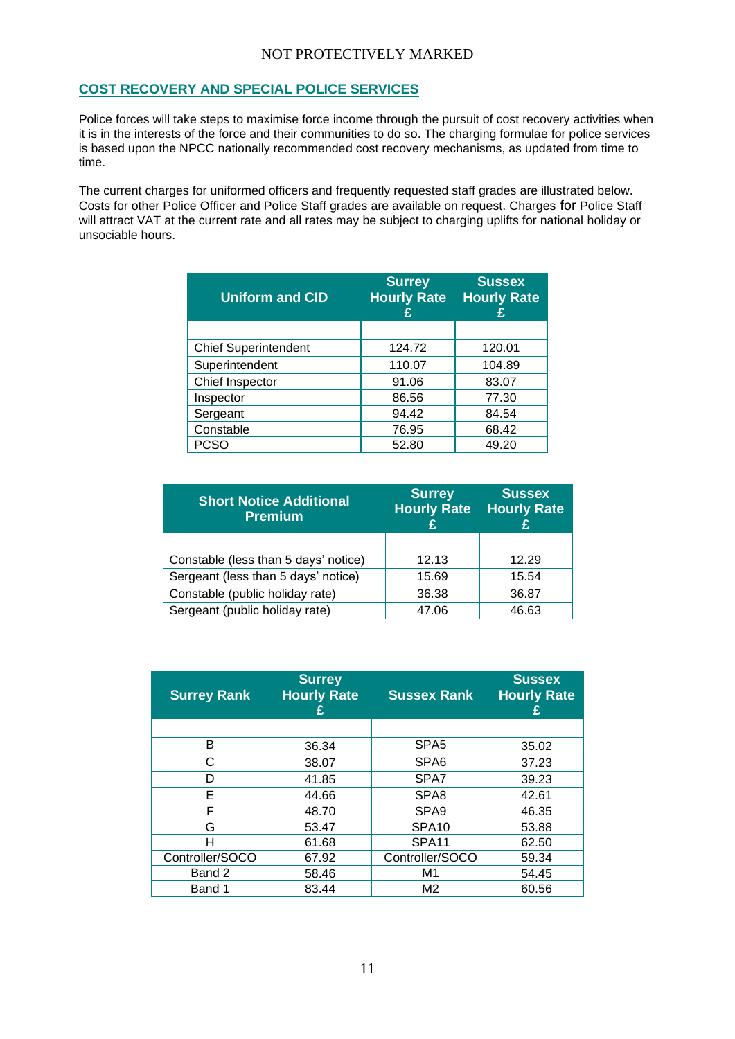## COST RECOVERY AND SPECIAL POLICE SERVICES

Police forces will take steps to maximise force income through the pursuit of cost recovery activities when it is in the interests of the force and their communities to do so. The charging formulae for police services is based upon the NPCC nationally recommended cost recovery mechanisms, as updated from time to time.

The current charges for uniformed officers and frequently requested staff grades are illustrated below. Costs for other Police Officer and Police Staff grades are available on request. Charges for Police Staff will attract VAT at the current rate and all rates may be subject to charging uplifts for national holiday or unsociable hours.

| Uniform and CID | Surrey Hourly Rate £ | Sussex Hourly Rate £ |
|---|---|---|
| | | |
| Chief Superintendent | 124.72 | 120.01 |
| Superintendent | 110.07 | 104.89 |
| Chief Inspector | 91.06 | 83.07 |
| Inspector | 86.56 | 77.30 |
| Sergeant | 94.42 | 84.54 |
| Constable | 76.95 | 68.42 |
| PCSO | 52.80 | 49.20 |

| Short Notice Additional Premium | Surrey Hourly Rate £ | Sussex Hourly Rate £ |
|---|---|---|
| | | |
| Constable (less than 5 days' notice) | 12.13 | 12.29 |
| Sergeant (less than 5 days' notice) | 15.69 | 15.54 |
| Constable (public holiday rate) | 36.38 | 36.87 |
| Sergeant (public holiday rate) | 47.06 | 46.63 |

| Surrey Rank | Surrey Hourly Rate £ | Sussex Rank | Sussex Hourly Rate £ |
|---|---|---|---|
| | | | |
| B | 36.34 | SPA5 | 35.02 |
| C | 38.07 | SPA6 | 37.23 |
| D | 41.85 | SPA7 | 39.23 |
| E | 44.66 | SPA8 | 42.61 |
| F | 48.70 | SPA9 | 46.35 |
| G | 53.47 | SPA10 | 53.88 |
| H | 61.68 | SPA11 | 62.50 |
| Controller/SOCO | 67.92 | Controller/SOCO | 59.34 |
| Band 2 | 58.46 | M1 | 54.45 |
| Band 1 | 83.44 | M2 | 60.56 |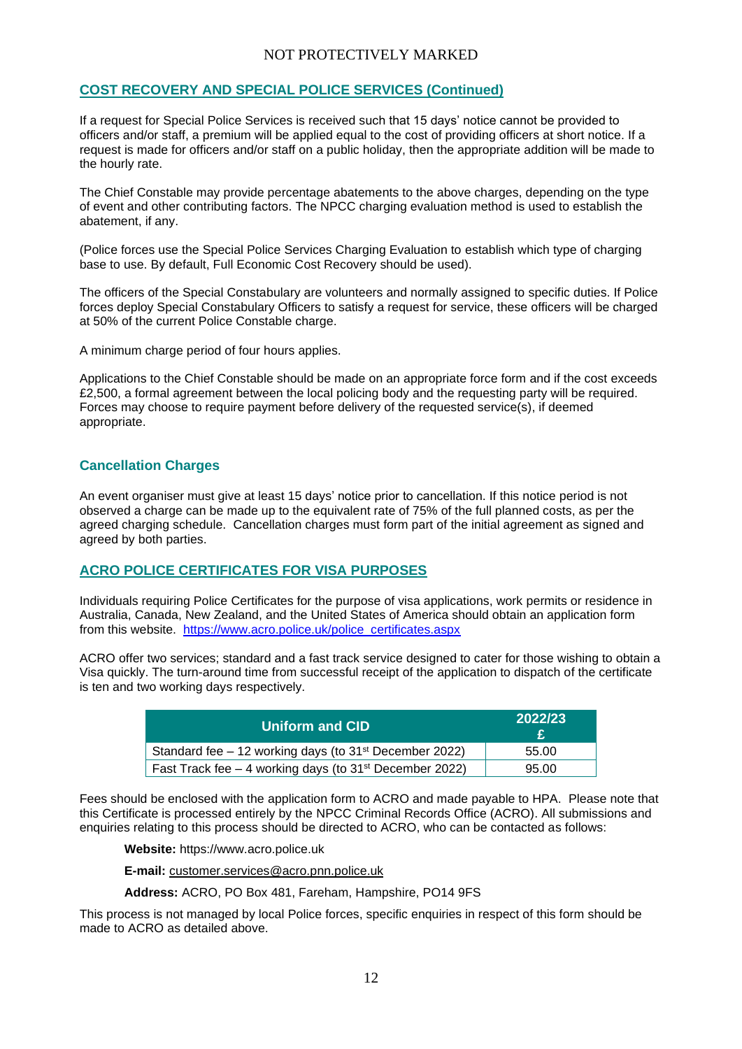## COST RECOVERY AND SPECIAL POLICE SERVICES (Continued)

If a request for Special Police Services is received such that 15 days' notice cannot be provided to officers and/or staff, a premium will be applied equal to the cost of providing officers at short notice. If a request is made for officers and/or staff on a public holiday, then the appropriate addition will be made to the hourly rate.

The Chief Constable may provide percentage abatements to the above charges, depending on the type of event and other contributing factors. The NPCC charging evaluation method is used to establish the abatement, if any.

(Police forces use the Special Police Services Charging Evaluation to establish which type of charging base to use. By default, Full Economic Cost Recovery should be used).

The officers of the Special Constabulary are volunteers and normally assigned to specific duties. If Police forces deploy Special Constabulary Officers to satisfy a request for service, these officers will be charged at 50% of the current Police Constable charge.

A minimum charge period of four hours applies.

Applications to the Chief Constable should be made on an appropriate force form and if the cost exceeds £2,500, a formal agreement between the local policing body and the requesting party will be required. Forces may choose to require payment before delivery of the requested service(s), if deemed appropriate.

### Cancellation Charges

An event organiser must give at least 15 days' notice prior to cancellation. If this notice period is not observed a charge can be made up to the equivalent rate of 75% of the full planned costs, as per the agreed charging schedule. Cancellation charges must form part of the initial agreement as signed and agreed by both parties.

## ACRO POLICE CERTIFICATES FOR VISA PURPOSES

Individuals requiring Police Certificates for the purpose of visa applications, work permits or residence in Australia, Canada, New Zealand, and the United States of America should obtain an application form from this website. https://www.acro.police.uk/police_certificates.aspx

ACRO offer two services; standard and a fast track service designed to cater for those wishing to obtain a Visa quickly. The turn-around time from successful receipt of the application to dispatch of the certificate is ten and two working days respectively.

| Uniform and CID | 2022/23 £ |
|---|---|
| Standard fee – 12 working days (to 31st December 2022) | 55.00 |
| Fast Track fee – 4 working days (to 31st December 2022) | 95.00 |

Fees should be enclosed with the application form to ACRO and made payable to HPA. Please note that this Certificate is processed entirely by the NPCC Criminal Records Office (ACRO). All submissions and enquiries relating to this process should be directed to ACRO, who can be contacted as follows:

**Website:** https://www.acro.police.uk

**E-mail:** customer.services@acro.pnn.police.uk

**Address:** ACRO, PO Box 481, Fareham, Hampshire, PO14 9FS

This process is not managed by local Police forces, specific enquiries in respect of this form should be made to ACRO as detailed above.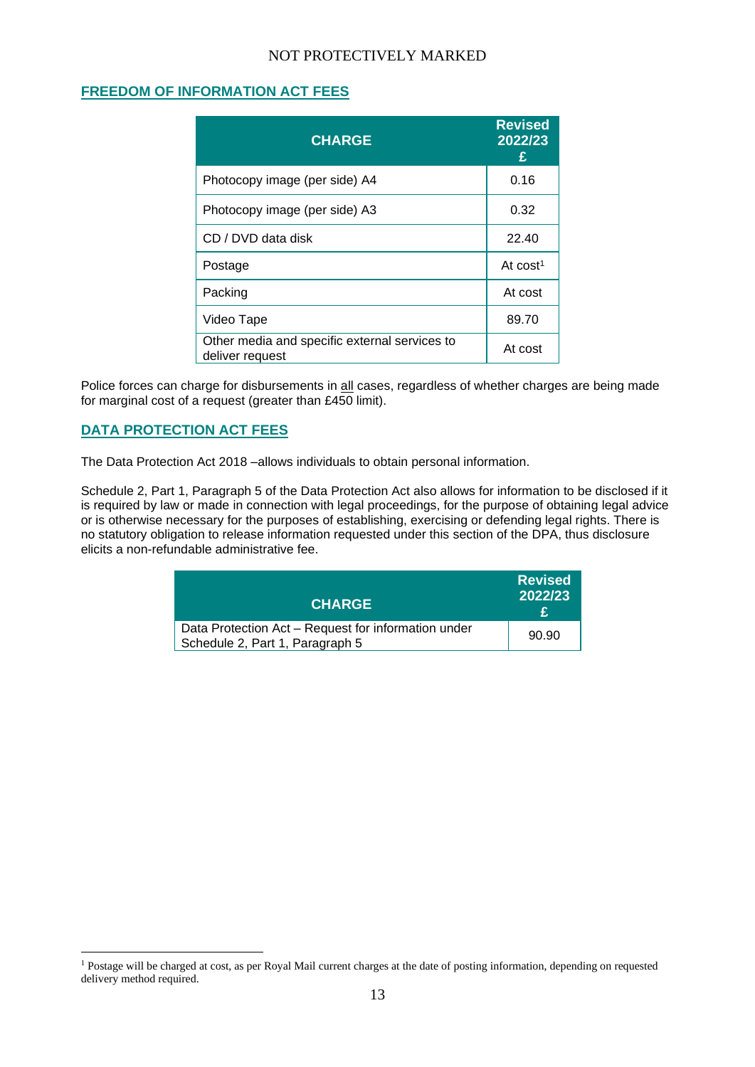## FREEDOM OF INFORMATION ACT FEES

| CHARGE | Revised 2022/23 £ |
|---|---|
| Photocopy image (per side) A4 | 0.16 |
| Photocopy image (per side) A3 | 0.32 |
| CD / DVD data disk | 22.40 |
| Postage | At cost[1] |
| Packing | At cost |
| Video Tape | 89.70 |
| Other media and specific external services to deliver request | At cost |

Police forces can charge for disbursements in all cases, regardless of whether charges are being made for marginal cost of a request (greater than £450 limit).

## DATA PROTECTION ACT FEES

The Data Protection Act 2018 –allows individuals to obtain personal information.

Schedule 2, Part 1, Paragraph 5 of the Data Protection Act also allows for information to be disclosed if it is required by law or made in connection with legal proceedings, for the purpose of obtaining legal advice or is otherwise necessary for the purposes of establishing, exercising or defending legal rights. There is no statutory obligation to release information requested under this section of the DPA, thus disclosure elicits a non-refundable administrative fee.

| CHARGE | Revised 2022/23 £ |
|---|---|
| Data Protection Act – Request for information under Schedule 2, Part 1, Paragraph 5 | 90.90 |

[1] Postage will be charged at cost, as per Royal Mail current charges at the date of posting information, depending on requested delivery method required.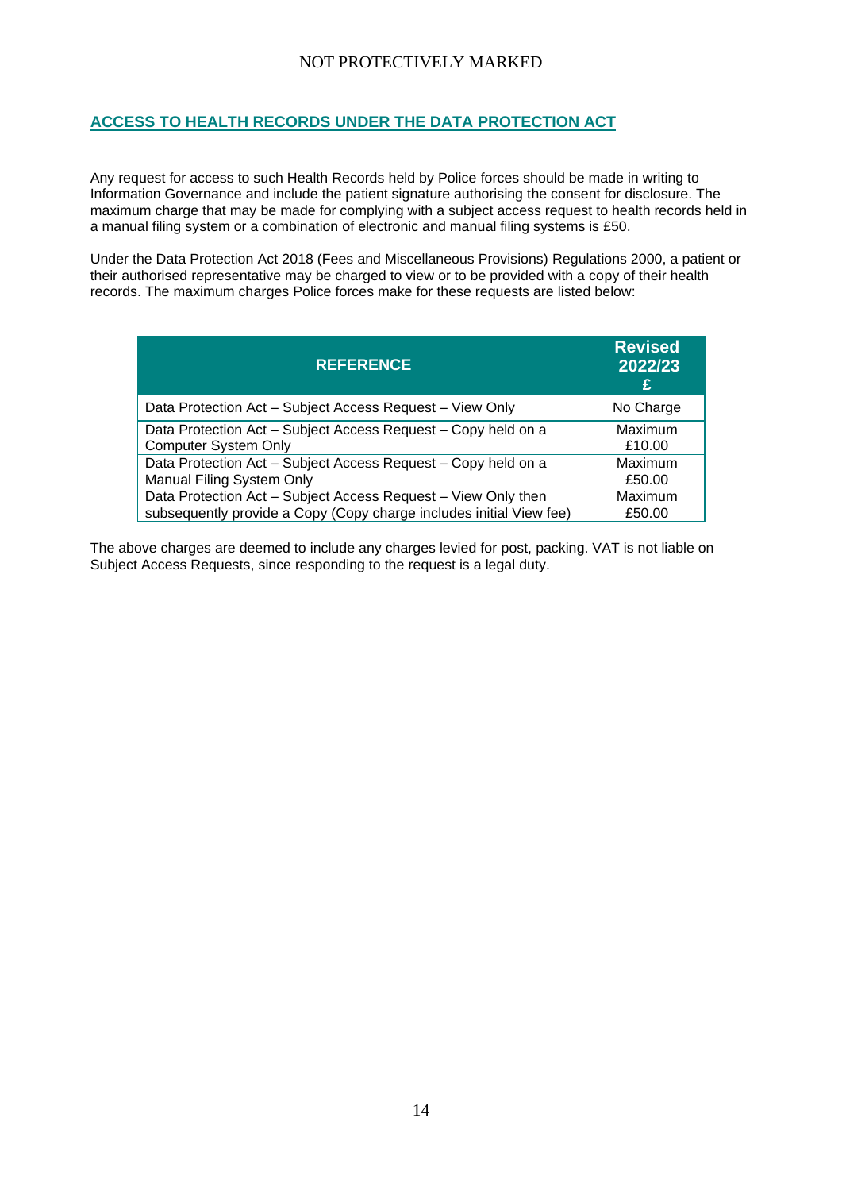## ACCESS TO HEALTH RECORDS UNDER THE DATA PROTECTION ACT

Any request for access to such Health Records held by Police forces should be made in writing to Information Governance and include the patient signature authorising the consent for disclosure. The maximum charge that may be made for complying with a subject access request to health records held in a manual filing system or a combination of electronic and manual filing systems is £50.

Under the Data Protection Act 2018 (Fees and Miscellaneous Provisions) Regulations 2000, a patient or their authorised representative may be charged to view or to be provided with a copy of their health records. The maximum charges Police forces make for these requests are listed below:

| REFERENCE | Revised 2022/23 £ |
|---|---|
| Data Protection Act – Subject Access Request – View Only | No Charge |
| Data Protection Act – Subject Access Request – Copy held on a Computer System Only | Maximum £10.00 |
| Data Protection Act – Subject Access Request – Copy held on a Manual Filing System Only | Maximum £50.00 |
| Data Protection Act – Subject Access Request – View Only then subsequently provide a Copy (Copy charge includes initial View fee) | Maximum £50.00 |

The above charges are deemed to include any charges levied for post, packing. VAT is not liable on Subject Access Requests, since responding to the request is a legal duty.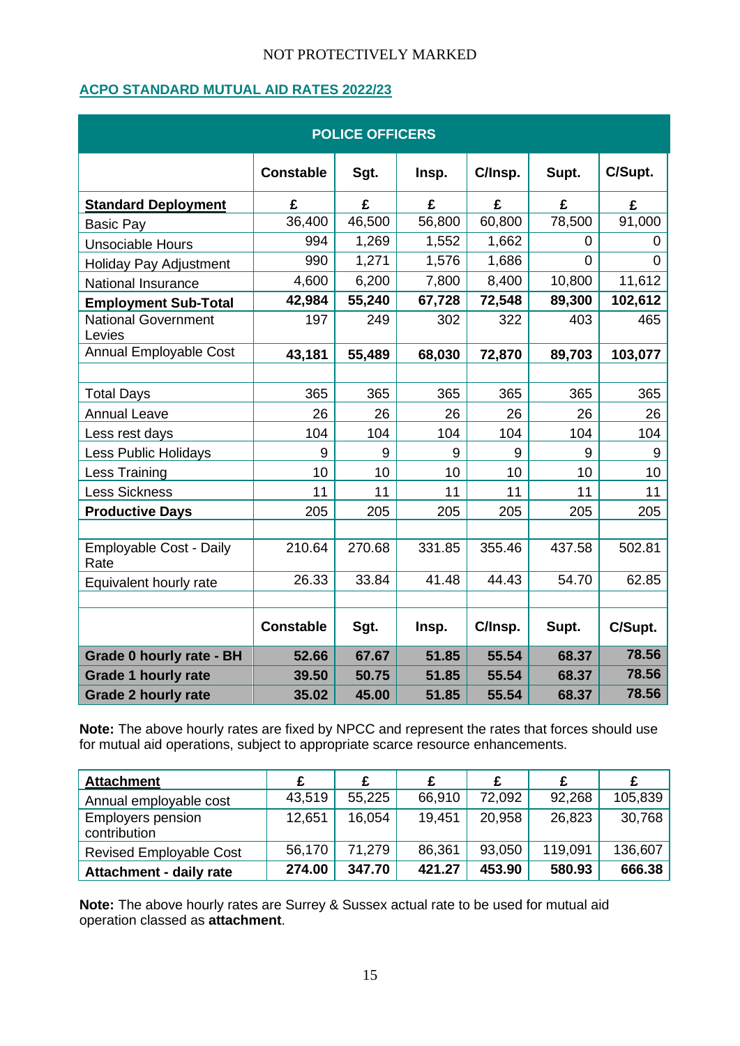## ACPO STANDARD MUTUAL AID RATES 2022/23

| POLICE OFFICERS | | | | | | |
|---|---|---|---|---|---|---|
| | **Constable** | **Sgt.** | **Insp.** | **C/Insp.** | **Supt.** | **C/Supt.** |
| **Standard Deployment** | **£** | **£** | **£** | **£** | **£** | **£** |
| Basic Pay | 36,400 | 46,500 | 56,800 | 60,800 | 78,500 | 91,000 |
| Unsociable Hours | 994 | 1,269 | 1,552 | 1,662 | 0 | 0 |
| Holiday Pay Adjustment | 990 | 1,271 | 1,576 | 1,686 | 0 | 0 |
| National Insurance | 4,600 | 6,200 | 7,800 | 8,400 | 10,800 | 11,612 |
| **Employment Sub-Total** | **42,984** | **55,240** | **67,728** | **72,548** | **89,300** | **102,612** |
| National Government Levies | 197 | 249 | 302 | 322 | 403 | 465 |
| Annual Employable Cost | **43,181** | **55,489** | **68,030** | **72,870** | **89,703** | **103,077** |
| | | | | | | |
| Total Days | 365 | 365 | 365 | 365 | 365 | 365 |
| Annual Leave | 26 | 26 | 26 | 26 | 26 | 26 |
| Less rest days | 104 | 104 | 104 | 104 | 104 | 104 |
| Less Public Holidays | 9 | 9 | 9 | 9 | 9 | 9 |
| Less Training | 10 | 10 | 10 | 10 | 10 | 10 |
| Less Sickness | 11 | 11 | 11 | 11 | 11 | 11 |
| **Productive Days** | 205 | 205 | 205 | 205 | 205 | 205 |
| | | | | | | |
| Employable Cost - Daily Rate | 210.64 | 270.68 | 331.85 | 355.46 | 437.58 | 502.81 |
| Equivalent hourly rate | 26.33 | 33.84 | 41.48 | 44.43 | 54.70 | 62.85 |
| | | | | | | |
| | **Constable** | **Sgt.** | **Insp.** | **C/Insp.** | **Supt.** | **C/Supt.** |
| **Grade 0 hourly rate - BH** | **52.66** | **67.67** | **51.85** | **55.54** | **68.37** | **78.56** |
| **Grade 1 hourly rate** | **39.50** | **50.75** | **51.85** | **55.54** | **68.37** | **78.56** |
| **Grade 2 hourly rate** | **35.02** | **45.00** | **51.85** | **55.54** | **68.37** | **78.56** |

**Note:** The above hourly rates are fixed by NPCC and represent the rates that forces should use for mutual aid operations, subject to appropriate scarce resource enhancements.

| **Attachment** | **£** | **£** | **£** | **£** | **£** | **£** |
|---|---|---|---|---|---|---|
| Annual employable cost | 43,519 | 55,225 | 66,910 | 72,092 | 92,268 | 105,839 |
| Employers pension contribution | 12,651 | 16,054 | 19,451 | 20,958 | 26,823 | 30,768 |
| Revised Employable Cost | 56,170 | 71,279 | 86,361 | 93,050 | 119,091 | 136,607 |
| **Attachment - daily rate** | **274.00** | **347.70** | **421.27** | **453.90** | **580.93** | **666.38** |

**Note:** The above hourly rates are Surrey & Sussex actual rate to be used for mutual aid operation classed as **attachment**.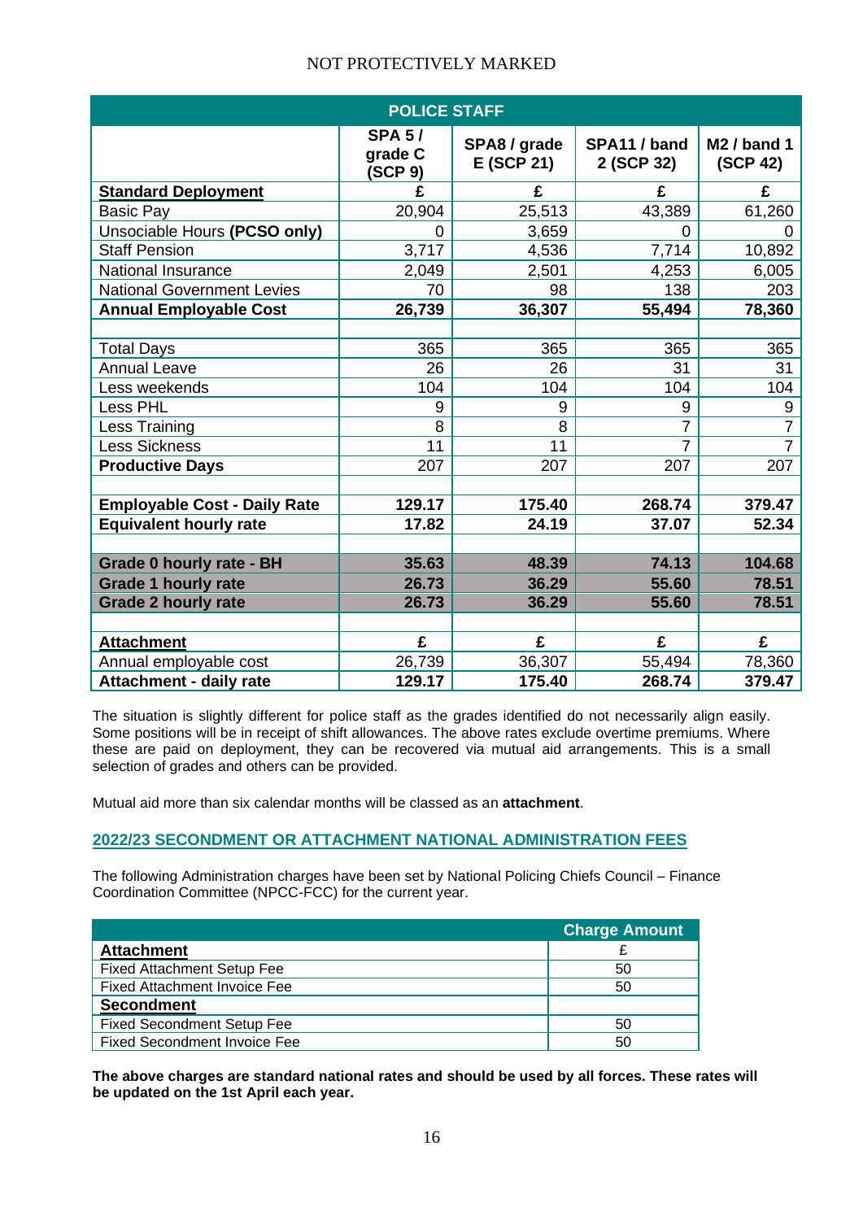| POLICE STAFF | | | | |
|---|---|---|---|---|
| | SPA 5 / grade C (SCP 9) | SPA8 / grade E (SCP 21) | SPA11 / band 2 (SCP 32) | M2 / band 1 (SCP 42) |
| **Standard Deployment** | £ | £ | £ | £ |
| Basic Pay | 20,904 | 25,513 | 43,389 | 61,260 |
| Unsociable Hours **(PCSO only)** | 0 | 3,659 | 0 | 0 |
| Staff Pension | 3,717 | 4,536 | 7,714 | 10,892 |
| National Insurance | 2,049 | 2,501 | 4,253 | 6,005 |
| National Government Levies | 70 | 98 | 138 | 203 |
| **Annual Employable Cost** | **26,739** | **36,307** | **55,494** | **78,360** |
| | | | | |
| Total Days | 365 | 365 | 365 | 365 |
| Annual Leave | 26 | 26 | 31 | 31 |
| Less weekends | 104 | 104 | 104 | 104 |
| Less PHL | 9 | 9 | 9 | 9 |
| Less Training | 8 | 8 | 7 | 7 |
| Less Sickness | 11 | 11 | 7 | 7 |
| **Productive Days** | 207 | 207 | 207 | 207 |
| | | | | |
| **Employable Cost - Daily Rate** | **129.17** | **175.40** | **268.74** | **379.47** |
| **Equivalent hourly rate** | **17.82** | **24.19** | **37.07** | **52.34** |
| | | | | |
| **Grade 0 hourly rate - BH** | **35.63** | **48.39** | **74.13** | **104.68** |
| **Grade 1 hourly rate** | **26.73** | **36.29** | **55.60** | **78.51** |
| **Grade 2 hourly rate** | **26.73** | **36.29** | **55.60** | **78.51** |
| | | | | |
| **Attachment** | £ | £ | £ | £ |
| Annual employable cost | 26,739 | 36,307 | 55,494 | 78,360 |
| **Attachment - daily rate** | **129.17** | **175.40** | **268.74** | **379.47** |

The situation is slightly different for police staff as the grades identified do not necessarily align easily. Some positions will be in receipt of shift allowances. The above rates exclude overtime premiums. Where these are paid on deployment, they can be recovered via mutual aid arrangements. This is a small selection of grades and others can be provided.

Mutual aid more than six calendar months will be classed as an **attachment**.

## 2022/23 SECONDMENT OR ATTACHMENT NATIONAL ADMINISTRATION FEES

The following Administration charges have been set by National Policing Chiefs Council – Finance Coordination Committee (NPCC-FCC) for the current year.

| | Charge Amount |
|---|---|
| **Attachment** | £ |
| Fixed Attachment Setup Fee | 50 |
| Fixed Attachment Invoice Fee | 50 |
| **Secondment** | |
| Fixed Secondment Setup Fee | 50 |
| Fixed Secondment Invoice Fee | 50 |

**The above charges are standard national rates and should be used by all forces. These rates will be updated on the 1st April each year.**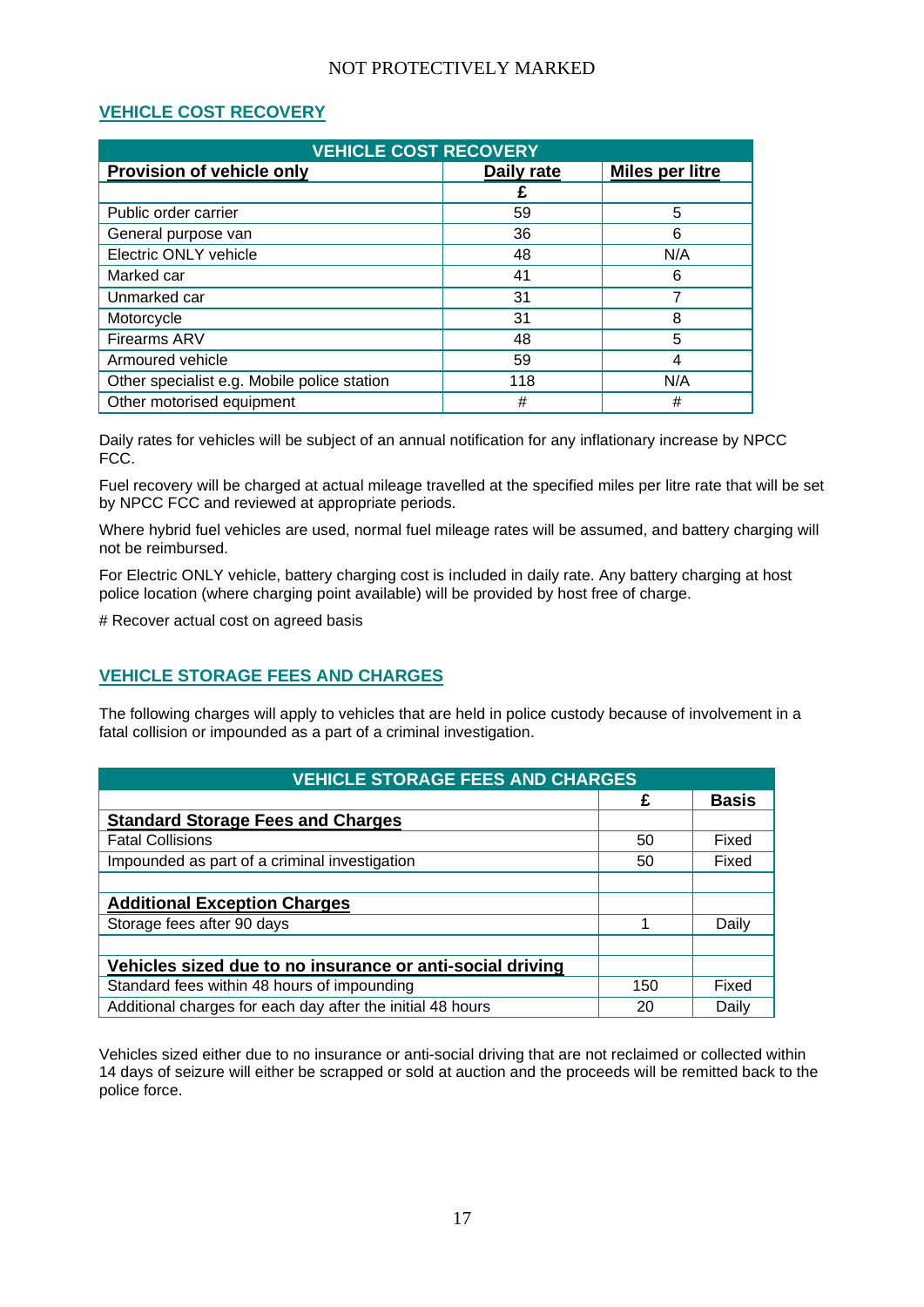## VEHICLE COST RECOVERY

| VEHICLE COST RECOVERY | | |
|---|---|---|
| **Provision of vehicle only** | **Daily rate** | **Miles per litre** |
| | **£** | |
| Public order carrier | 59 | 5 |
| General purpose van | 36 | 6 |
| Electric ONLY vehicle | 48 | N/A |
| Marked car | 41 | 6 |
| Unmarked car | 31 | 7 |
| Motorcycle | 31 | 8 |
| Firearms ARV | 48 | 5 |
| Armoured vehicle | 59 | 4 |
| Other specialist e.g. Mobile police station | 118 | N/A |
| Other motorised equipment | # | # |

Daily rates for vehicles will be subject of an annual notification for any inflationary increase by NPCC FCC.

Fuel recovery will be charged at actual mileage travelled at the specified miles per litre rate that will be set by NPCC FCC and reviewed at appropriate periods.

Where hybrid fuel vehicles are used, normal fuel mileage rates will be assumed, and battery charging will not be reimbursed.

For Electric ONLY vehicle, battery charging cost is included in daily rate. Any battery charging at host police location (where charging point available) will be provided by host free of charge.

# Recover actual cost on agreed basis

## VEHICLE STORAGE FEES AND CHARGES

The following charges will apply to vehicles that are held in police custody because of involvement in a fatal collision or impounded as a part of a criminal investigation.

| VEHICLE STORAGE FEES AND CHARGES | | |
|---|---|---|
| | **£** | **Basis** |
| **Standard Storage Fees and Charges** | | |
| Fatal Collisions | 50 | Fixed |
| Impounded as part of a criminal investigation | 50 | Fixed |
| | | |
| **Additional Exception Charges** | | |
| Storage fees after 90 days | 1 | Daily |
| | | |
| **Vehicles sized due to no insurance or anti-social driving** | | |
| Standard fees within 48 hours of impounding | 150 | Fixed |
| Additional charges for each day after the initial 48 hours | 20 | Daily |

Vehicles sized either due to no insurance or anti-social driving that are not reclaimed or collected within 14 days of seizure will either be scrapped or sold at auction and the proceeds will be remitted back to the police force.